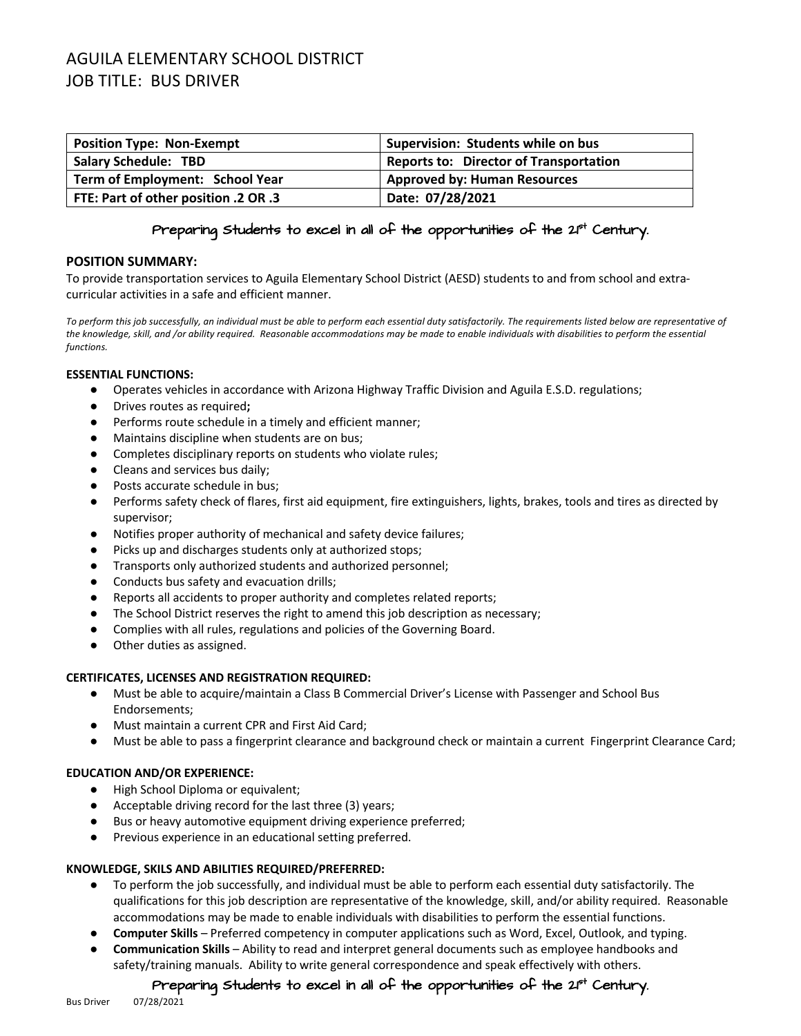# AGUILA ELEMENTARY SCHOOL DISTRICT
# JOB TITLE: BUS DRIVER

| Position Type: Non-Exempt | Supervision: Students while on bus |
|---|---|
| Salary Schedule: TBD | Reports to: Director of Transportation |
| Term of Employment: School Year | Approved by: Human Resources |
| FTE: Part of other position .2 OR .3 | Date: 07/28/2021 |

Preparing Students to excel in all of the opportunities of the 21st Century.

## POSITION SUMMARY:

To provide transportation services to Aguila Elementary School District (AESD) students to and from school and extra-curricular activities in a safe and efficient manner.

*To perform this job successfully, an individual must be able to perform each essential duty satisfactorily. The requirements listed below are representative of the knowledge, skill, and /or ability required. Reasonable accommodations may be made to enable individuals with disabilities to perform the essential functions.*

### ESSENTIAL FUNCTIONS:

- Operates vehicles in accordance with Arizona Highway Traffic Division and Aguila E.S.D. regulations;
- Drives routes as required**;**
- Performs route schedule in a timely and efficient manner;
- Maintains discipline when students are on bus;
- Completes disciplinary reports on students who violate rules;
- Cleans and services bus daily;
- Posts accurate schedule in bus;
- Performs safety check of flares, first aid equipment, fire extinguishers, lights, brakes, tools and tires as directed by supervisor;
- Notifies proper authority of mechanical and safety device failures;
- Picks up and discharges students only at authorized stops;
- Transports only authorized students and authorized personnel;
- Conducts bus safety and evacuation drills;
- Reports all accidents to proper authority and completes related reports;
- The School District reserves the right to amend this job description as necessary;
- Complies with all rules, regulations and policies of the Governing Board.
- Other duties as assigned.

### CERTIFICATES, LICENSES AND REGISTRATION REQUIRED:

- Must be able to acquire/maintain a Class B Commercial Driver's License with Passenger and School Bus Endorsements;
- Must maintain a current CPR and First Aid Card;
- Must be able to pass a fingerprint clearance and background check or maintain a current Fingerprint Clearance Card;

### EDUCATION AND/OR EXPERIENCE:

- High School Diploma or equivalent;
- Acceptable driving record for the last three (3) years;
- Bus or heavy automotive equipment driving experience preferred;
- Previous experience in an educational setting preferred.

### KNOWLEDGE, SKILS AND ABILITIES REQUIRED/PREFERRED:

- To perform the job successfully, and individual must be able to perform each essential duty satisfactorily. The qualifications for this job description are representative of the knowledge, skill, and/or ability required. Reasonable accommodations may be made to enable individuals with disabilities to perform the essential functions.
- **Computer Skills** – Preferred competency in computer applications such as Word, Excel, Outlook, and typing.
- **Communication Skills** – Ability to read and interpret general documents such as employee handbooks and safety/training manuals. Ability to write general correspondence and speak effectively with others.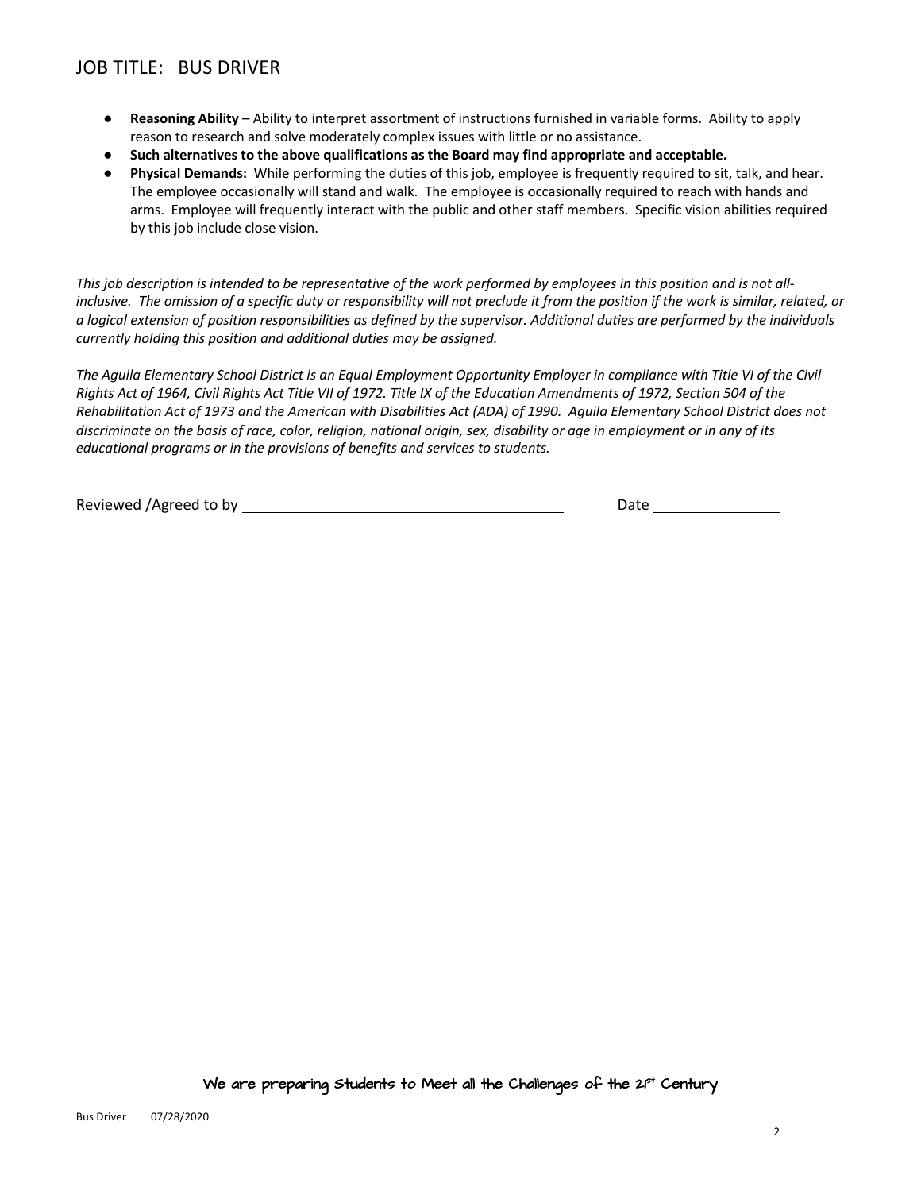## JOB TITLE: BUS DRIVER

- **Reasoning Ability** – Ability to interpret assortment of instructions furnished in variable forms. Ability to apply reason to research and solve moderately complex issues with little or no assistance.
- **Such alternatives to the above qualifications as the Board may find appropriate and acceptable.**
- **Physical Demands:** While performing the duties of this job, employee is frequently required to sit, talk, and hear. The employee occasionally will stand and walk. The employee is occasionally required to reach with hands and arms. Employee will frequently interact with the public and other staff members. Specific vision abilities required by this job include close vision.

*This job description is intended to be representative of the work performed by employees in this position and is not all-inclusive. The omission of a specific duty or responsibility will not preclude it from the position if the work is similar, related, or a logical extension of position responsibilities as defined by the supervisor. Additional duties are performed by the individuals currently holding this position and additional duties may be assigned.*

*The Aguila Elementary School District is an Equal Employment Opportunity Employer in compliance with Title VI of the Civil Rights Act of 1964, Civil Rights Act Title VII of 1972. Title IX of the Education Amendments of 1972, Section 504 of the Rehabilitation Act of 1973 and the American with Disabilities Act (ADA) of 1990. Aguila Elementary School District does not discriminate on the basis of race, color, religion, national origin, sex, disability or age in employment or in any of its educational programs or in the provisions of benefits and services to students.*

Reviewed /Agreed to by ________________________________________ Date ________________